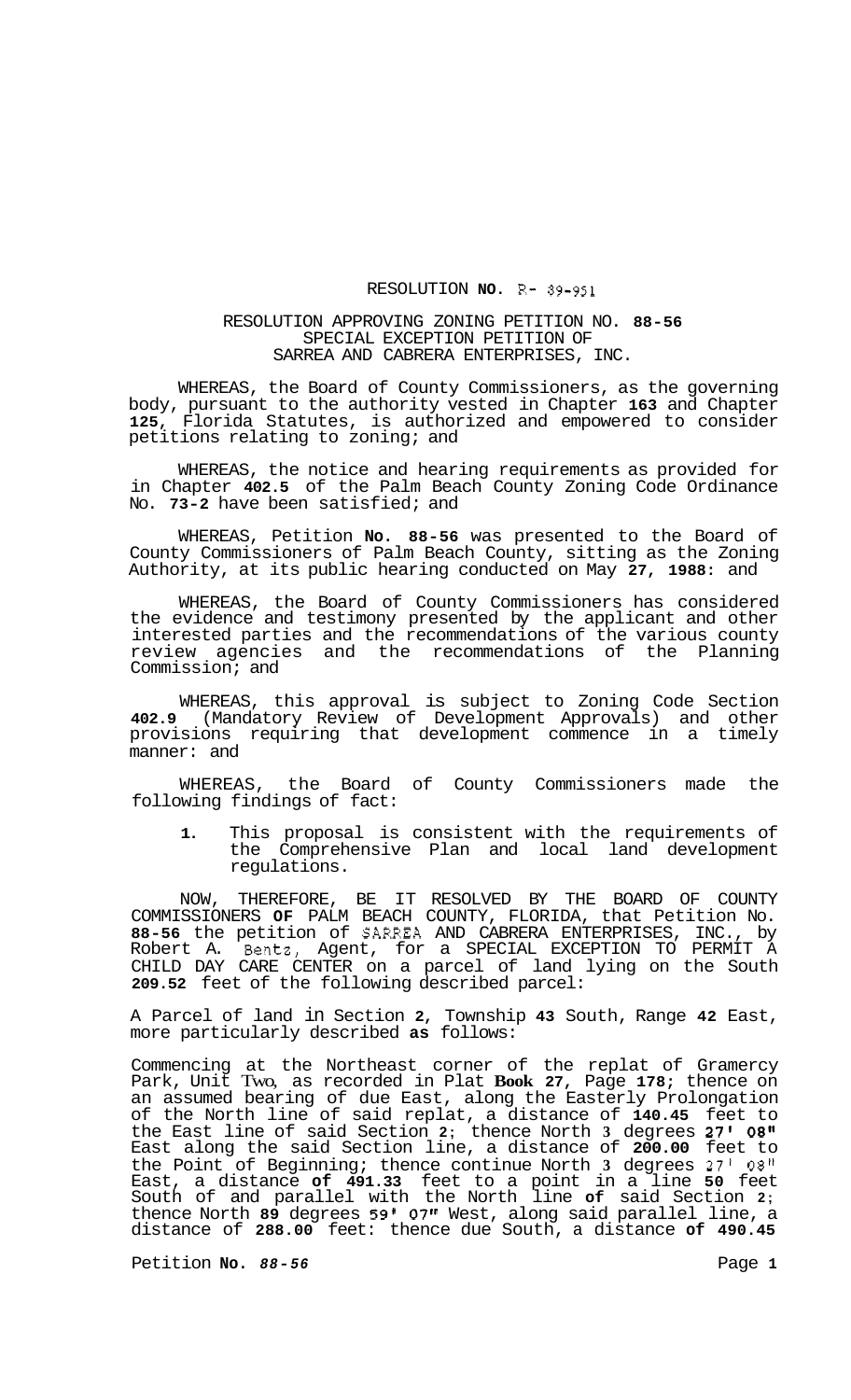RESOLUTION **NO.** R- 89-951

RESOLUTION APPROVING ZONING PETITION NO. **88-56**
SPECIAL EXCEPTION PETITION OF
SARREA AND CABRERA ENTERPRISES, INC.

WHEREAS, the Board of County Commissioners, as the governing body, pursuant to the authority vested in Chapter **163** and Chapter **125**, Florida Statutes, is authorized and empowered to consider petitions relating to zoning; and

WHEREAS, the notice and hearing requirements as provided for in Chapter **402.5** of the Palm Beach County Zoning Code Ordinance No. **73-2** have been satisfied; and

WHEREAS, Petition **No. 88-56** was presented to the Board of County Commissioners of Palm Beach County, sitting as the Zoning Authority, at its public hearing conducted on May **27, 1988**: and

WHEREAS, the Board of County Commissioners has considered the evidence and testimony presented by the applicant and other interested parties and the recommendations of the various county review agencies and the recommendations of the Planning Commission; and

WHEREAS, this approval is subject to Zoning Code Section **402.9** (Mandatory Review of Development Approvals) and other provisions requiring that development commence in a timely manner: and

WHEREAS, the Board of County Commissioners made the following findings of fact:

**1.** This proposal is consistent with the requirements of the Comprehensive Plan and local land development regulations.

NOW, THEREFORE, BE IT RESOLVED BY THE BOARD OF COUNTY COMMISSIONERS **OF** PALM BEACH COUNTY, FLORIDA, that Petition No. **88-56** the petition of SARREA AND CABRERA ENTERPRISES, INC., by Robert A. Bentz, Agent, for a SPECIAL EXCEPTION TO PERMIT A CHILD DAY CARE CENTER on a parcel of land lying on the South **209.52** feet of the following described parcel:

A Parcel of land in Section **2**, Township **43** South, Range **42** East, more particularly described **as** follows:

Commencing at the Northeast corner of the replat of Gramercy Park, Unit Two, as recorded in Plat **Book 27**, Page **178**; thence on an assumed bearing of due East, along the Easterly Prolongation of the North line of said replat, a distance of **140.45** feet to the East line of said Section **2**; thence North **3** degrees **27' 08"** East along the said Section line, a distance of **200.00** feet to the Point of Beginning; thence continue North **3** degrees 27' 08" East, a distance **of 491.33** feet to a point in a line **50** feet South of and parallel with the North line **of** said Section **2**; thence North **89** degrees **59' 07"** West, along said parallel line, a distance of **288.00** feet: thence due South, a distance **of 490.45**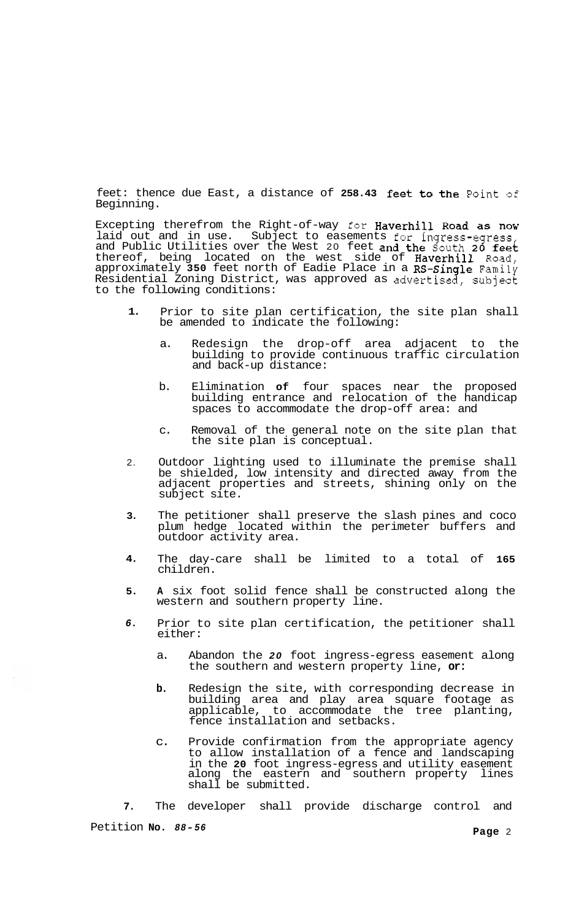feet: thence due East, a distance of **258.43** feet to the Point of Beginning.

Excepting therefrom the Right-of-way for Haverhill Road as now laid out and in use. Subject to easements for ingress-egress, and Public Utilities over the West 20 feet and the South 20 feet thereof, being located on the west side of Haverhill Road, approximately **350** feet north of Eadie Place in a RS-Single Family Residential Zoning District, was approved as advertised, subject to the following conditions:

1. Prior to site plan certification, the site plan shall be amended to indicate the following:

   a. Redesign the drop-off area adjacent to the building to provide continuous traffic circulation and back-up distance:

   b. Elimination of four spaces near the proposed building entrance and relocation of the handicap spaces to accommodate the drop-off area: and

   c. Removal of the general note on the site plan that the site plan is conceptual.

2. Outdoor lighting used to illuminate the premise shall be shielded, low intensity and directed away from the adjacent properties and streets, shining only on the subject site.

3. The petitioner shall preserve the slash pines and coco plum hedge located within the perimeter buffers and outdoor activity area.

4. The day-care shall be limited to a total of **165** children.

5. A six foot solid fence shall be constructed along the western and southern property line.

6. Prior to site plan certification, the petitioner shall either:

   a. Abandon the *20* foot ingress-egress easement along the southern and western property line, **or:**

   b. Redesign the site, with corresponding decrease in building area and play area square footage as applicable, to accommodate the tree planting, fence installation and setbacks.

   c. Provide confirmation from the appropriate agency to allow installation of a fence and landscaping in the **20** foot ingress-egress and utility easement along the eastern and southern property lines shall be submitted.

7. The developer shall provide discharge control and

Petition **No.** ***88-56***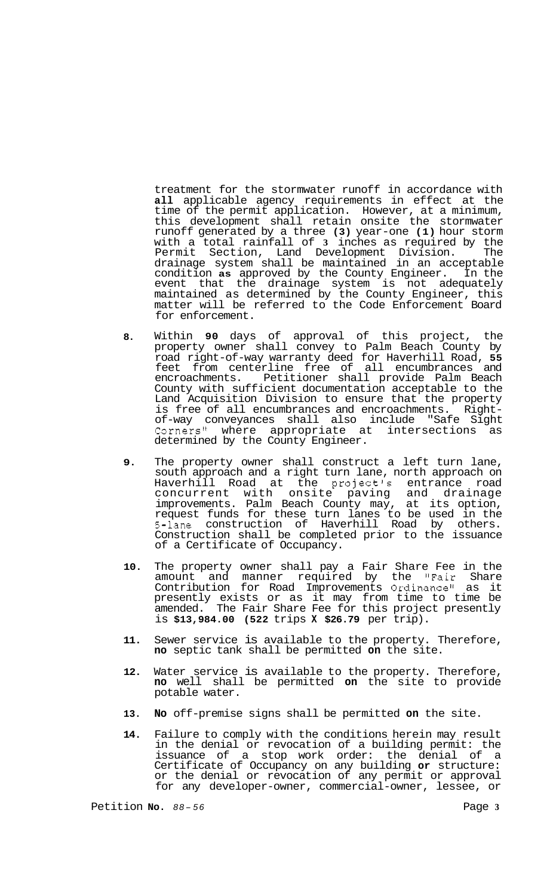treatment for the stormwater runoff in accordance with **all** applicable agency requirements in effect at the time of the permit application. However, at a minimum, this development shall retain onsite the stormwater runoff generated by a three **(3)** year-one **(1)** hour storm with a total rainfall of **3** inches as required by the Permit Section, Land Development Division. The drainage system shall be maintained in an acceptable condition **as** approved by the County Engineer. In the event that the drainage system is not adequately maintained as determined by the County Engineer, this matter will be referred to the Code Enforcement Board for enforcement.

**8.** Within **90** days of approval of this project, the property owner shall convey to Palm Beach County by road right-of-way warranty deed for Haverhill Road, **55** feet from centerline free of all encumbrances and encroachments. Petitioner shall provide Palm Beach County with sufficient documentation acceptable to the Land Acquisition Division to ensure that the property is free of all encumbrances and encroachments. Right-of-way conveyances shall also include "Safe Sight Corners" where appropriate at intersections as determined by the County Engineer.

**9.** The property owner shall construct a left turn lane, south approach and a right turn lane, north approach on Haverhill Road at the project's entrance road concurrent with onsite paving and drainage improvements. Palm Beach County may, at its option, request funds for these turn lanes to be used in the 5-lane construction of Haverhill Road by others. Construction shall be completed prior to the issuance of a Certificate of Occupancy.

**10.** The property owner shall pay a Fair Share Fee in the amount and manner required by the "Fair Share Contribution for Road Improvements Ordinance" as it presently exists or as it may from time to time be amended. The Fair Share Fee for this project presently is **$13,984.00 (522** trips **X $26.79** per trip).

**11.** Sewer service is available to the property. Therefore, **no** septic tank shall be permitted **on** the site.

**12.** Water service is available to the property. Therefore, **no** well shall be permitted **on** the site to provide potable water.

**13.** **No** off-premise signs shall be permitted **on** the site.

**14.** Failure to comply with the conditions herein may result in the denial or revocation of a building permit: the issuance of a stop work order: the denial of a Certificate of Occupancy on any building **or** structure: or the denial or revocation of any permit or approval for any developer-owner, commercial-owner, lessee, or

Petition **No.** *88-56*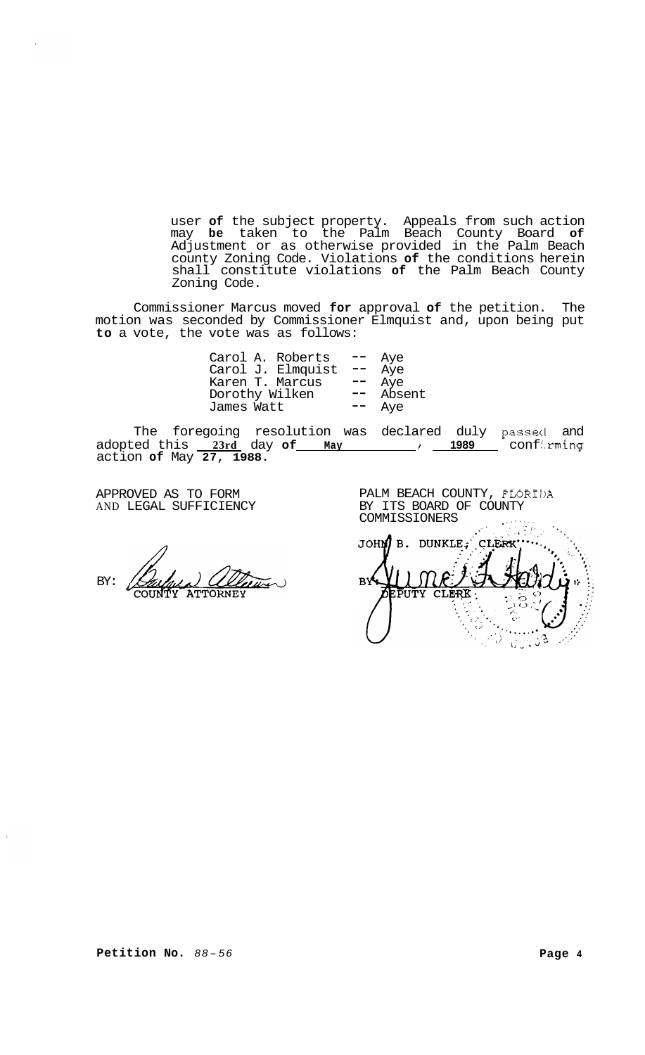user **of** the subject property. Appeals from such action may **be** taken to the Palm Beach County Board **of** Adjustment or as otherwise provided in the Palm Beach county Zoning Code. Violations **of** the conditions herein shall constitute violations **of** the Palm Beach County Zoning Code.

Commissioner Marcus moved **for** approval **of** the petition. The motion was seconded by Commissioner Elmquist and, upon being put **to** a vote, the vote was as follows:

| | | |
|---|---|---|
| Carol A. Roberts | -- | Aye |
| Carol J. Elmquist | -- | Aye |
| Karen T. Marcus | -- | Aye |
| Dorothy Wilken | -- | Absent |
| James Watt | -- | Aye |

The foregoing resolution was declared duly passed and adopted this **23rd** day **of** **May**, **1989** confirming action **of** May **27, 1988.**

APPROVED AS TO FORM AND LEGAL SUFFICIENCY

BY: COUNTY ATTORNEY

PALM BEACH COUNTY, FLORIDA BY ITS BOARD OF COUNTY COMMISSIONERS

JOHN B. DUNKLE, CLERK

BY: DEPUTY CLERK

**Petition No.** *88-56*